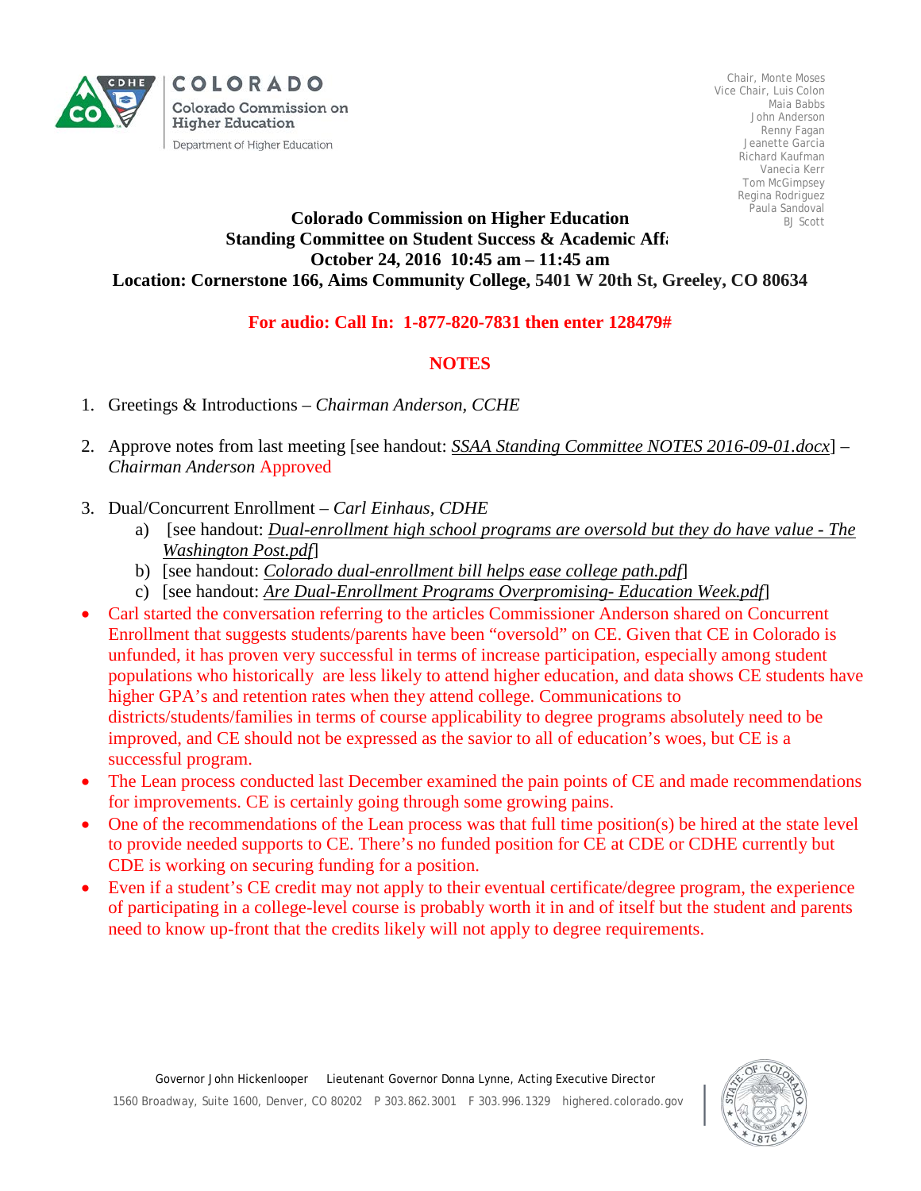COLORADO
Colorado Commission on Higher Education
Department of Higher Education

Chair, Monte Moses
Vice Chair, Luis Colon
Maia Babbs
John Anderson
Renny Fagan
Jeanette Garcia
Richard Kaufman
Vanecia Kerr
Tom McGimpsey
Regina Rodriguez
Paula Sandoval
BJ Scott

**Colorado Commission on Higher Education**
**Standing Committee on Student Success & Academic Affa**
**October 24, 2016 10:45 am – 11:45 am**
**Location: Cornerstone 166, Aims Community College, 5401 W 20th St, Greeley, CO 80634**

**For audio: Call In: 1-877-820-7831 then enter 128479#**

## NOTES

1. Greetings & Introductions – *Chairman Anderson, CCHE*

2. Approve notes from last meeting [see handout: *SSAA Standing Committee NOTES 2016-09-01.docx*] – *Chairman Anderson* Approved

3. Dual/Concurrent Enrollment – *Carl Einhaus, CDHE*
   a) [see handout: *Dual-enrollment high school programs are oversold but they do have value - The Washington Post.pdf*]
   b) [see handout: *Colorado dual-enrollment bill helps ease college path.pdf*]
   c) [see handout: *Are Dual-Enrollment Programs Overpromising- Education Week.pdf*]

- Carl started the conversation referring to the articles Commissioner Anderson shared on Concurrent Enrollment that suggests students/parents have been "oversold" on CE. Given that CE in Colorado is unfunded, it has proven very successful in terms of increase participation, especially among student populations who historically are less likely to attend higher education, and data shows CE students have higher GPA's and retention rates when they attend college. Communications to districts/students/families in terms of course applicability to degree programs absolutely need to be improved, and CE should not be expressed as the savior to all of education's woes, but CE is a successful program.
- The Lean process conducted last December examined the pain points of CE and made recommendations for improvements. CE is certainly going through some growing pains.
- One of the recommendations of the Lean process was that full time position(s) be hired at the state level to provide needed supports to CE. There's no funded position for CE at CDE or CDHE currently but CDE is working on securing funding for a position.
- Even if a student's CE credit may not apply to their eventual certificate/degree program, the experience of participating in a college-level course is probably worth it in and of itself but the student and parents need to know up-front that the credits likely will not apply to degree requirements.

Governor John Hickenlooper    Lieutenant Governor Donna Lynne, Acting Executive Director
1560 Broadway, Suite 1600, Denver, CO 80202    P 303.862.3001    F 303.996.1329    highered.colorado.gov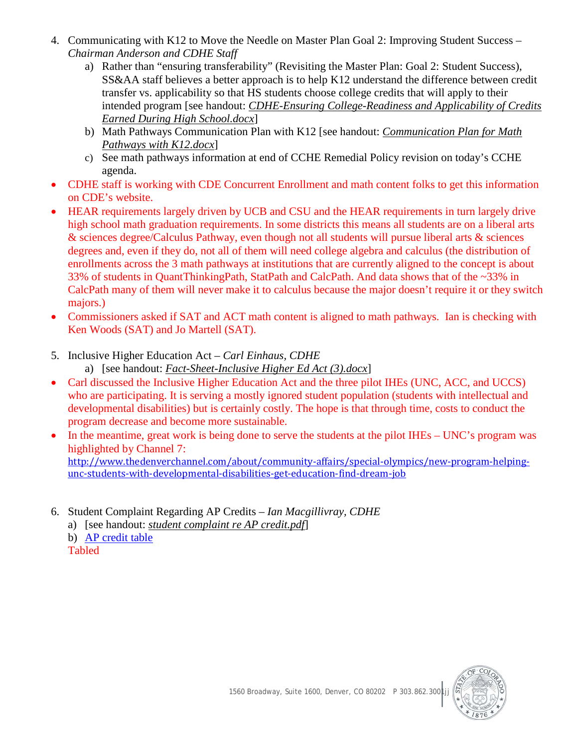4. Communicating with K12 to Move the Needle on Master Plan Goal 2: Improving Student Success – *Chairman Anderson and CDHE Staff*
   a) Rather than "ensuring transferability" (Revisiting the Master Plan: Goal 2: Student Success), SS&AA staff believes a better approach is to help K12 understand the difference between credit transfer vs. applicability so that HS students choose college credits that will apply to their intended program [see handout: *CDHE-Ensuring College-Readiness and Applicability of Credits Earned During High School.docx*]
   b) Math Pathways Communication Plan with K12 [see handout: *Communication Plan for Math Pathways with K12.docx*]
   c) See math pathways information at end of CCHE Remedial Policy revision on today's CCHE agenda.

- CDHE staff is working with CDE Concurrent Enrollment and math content folks to get this information on CDE's website.
- HEAR requirements largely driven by UCB and CSU and the HEAR requirements in turn largely drive high school math graduation requirements. In some districts this means all students are on a liberal arts & sciences degree/Calculus Pathway, even though not all students will pursue liberal arts & sciences degrees and, even if they do, not all of them will need college algebra and calculus (the distribution of enrollments across the 3 math pathways at institutions that are currently aligned to the concept is about 33% of students in QuantThinkingPath, StatPath and CalcPath. And data shows that of the ~33% in CalcPath many of them will never make it to calculus because the major doesn't require it or they switch majors.)
- Commissioners asked if SAT and ACT math content is aligned to math pathways. Ian is checking with Ken Woods (SAT) and Jo Martell (SAT).

5. Inclusive Higher Education Act – *Carl Einhaus, CDHE*
   a) [see handout: *Fact-Sheet-Inclusive Higher Ed Act (3).docx*]

- Carl discussed the Inclusive Higher Education Act and the three pilot IHEs (UNC, ACC, and UCCS) who are participating. It is serving a mostly ignored student population (students with intellectual and developmental disabilities) but is certainly costly. The hope is that through time, costs to conduct the program decrease and become more sustainable.
- In the meantime, great work is being done to serve the students at the pilot IHEs – UNC's program was highlighted by Channel 7: http://www.thedenverchannel.com/about/community-affairs/special-olympics/new-program-helping-unc-students-with-developmental-disabilities-get-education-find-dream-job

6. Student Complaint Regarding AP Credits – *Ian Macgillivray, CDHE*
   a) [see handout: *student complaint re AP credit.pdf*]
   b) AP credit table

Tabled